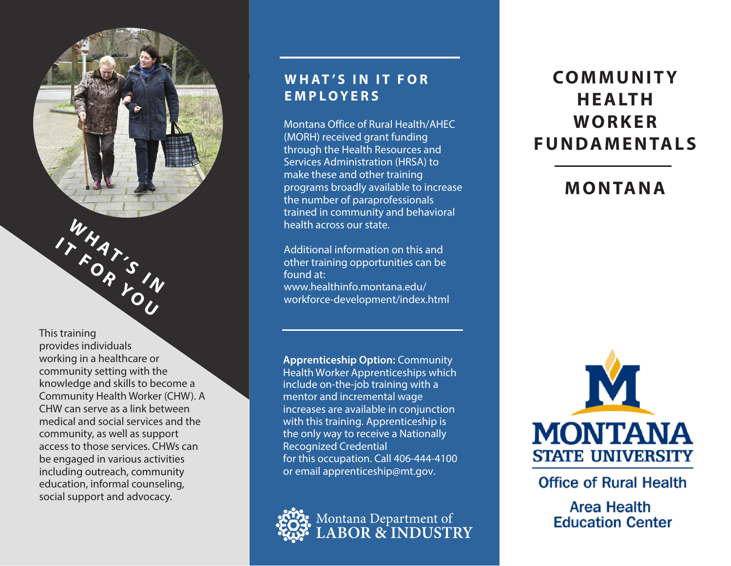# COMMUNITY HEALTH WORKER FUNDAMENTALS

## MONTANA

Montana State University
Office of Rural Health
Area Health Education Center

## WHAT'S IN IT FOR YOU

This training provides individuals working in a healthcare or community setting with the knowledge and skills to become a Community Health Worker (CHW). A CHW can serve as a link between medical and social services and the community, as well as support access to those services. CHWs can be engaged in various activities including outreach, community education, informal counseling, social support and advocacy.

## WHAT'S IN IT FOR EMPLOYERS

Montana Office of Rural Health/AHEC (MORH) received grant funding through the Health Resources and Services Administration (HRSA) to make these and other training programs broadly available to increase the number of paraprofessionals trained in community and behavioral health across our state.

Additional information on this and other training opportunities can be found at:
www.healthinfo.montana.edu/workforce-development/index.html

**Apprenticeship Option:** Community Health Worker Apprenticeships which include on-the-job training with a mentor and incremental wage increases are available in conjunction with this training. Apprenticeship is the only way to receive a Nationally Recognized Credential for this occupation. Call 406-444-4100 or email apprenticeship@mt.gov.

Montana Department of LABOR & INDUSTRY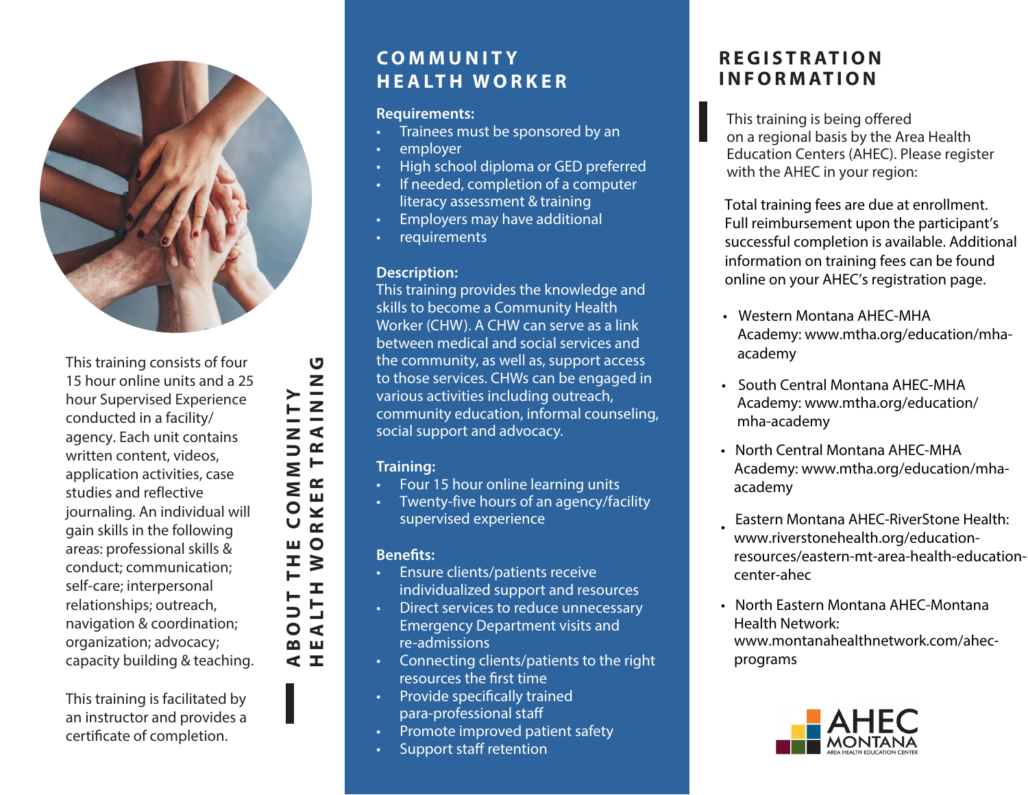This training consists of four 15 hour online units and a 25 hour Supervised Experience conducted in a facility/agency. Each unit contains written content, videos, application activities, case studies and reflective journaling. An individual will gain skills in the following areas: professional skills & conduct; communication; self-care; interpersonal relationships; outreach, navigation & coordination; organization; advocacy; capacity building & teaching.

This training is facilitated by an instructor and provides a certificate of completion.

## ABOUT THE COMMUNITY HEALTH WORKER TRAINING

## COMMUNITY HEALTH WORKER

**Requirements:**

- Trainees must be sponsored by an
- employer
- High school diploma or GED preferred
- If needed, completion of a computer literacy assessment & training
- Employers may have additional
- requirements

**Description:**
This training provides the knowledge and skills to become a Community Health Worker (CHW). A CHW can serve as a link between medical and social services and the community, as well as, support access to those services. CHWs can be engaged in various activities including outreach, community education, informal counseling, social support and advocacy.

**Training:**

- Four 15 hour online learning units
- Twenty-five hours of an agency/facility supervised experience

**Benefits:**

- Ensure clients/patients receive individualized support and resources
- Direct services to reduce unnecessary Emergency Department visits and re-admissions
- Connecting clients/patients to the right resources the first time
- Provide specifically trained para-professional staff
- Promote improved patient safety
- Support staff retention

## REGISTRATION INFORMATION

This training is being offered on a regional basis by the Area Health Education Centers (AHEC). Please register with the AHEC in your region:

Total training fees are due at enrollment. Full reimbursement upon the participant's successful completion is available. Additional information on training fees can be found online on your AHEC's registration page.

- Western Montana AHEC-MHA Academy: www.mtha.org/education/mha-academy
- South Central Montana AHEC-MHA Academy: www.mtha.org/education/mha-academy
- North Central Montana AHEC-MHA Academy: www.mtha.org/education/mha-academy
- Eastern Montana AHEC-RiverStone Health: www.riverstonehealth.org/education-resources/eastern-mt-area-health-education-center-ahec
- North Eastern Montana AHEC-Montana Health Network: www.montanahealthnetwork.com/ahec-programs

AHEC MONTANA
AREA HEALTH EDUCATION CENTER